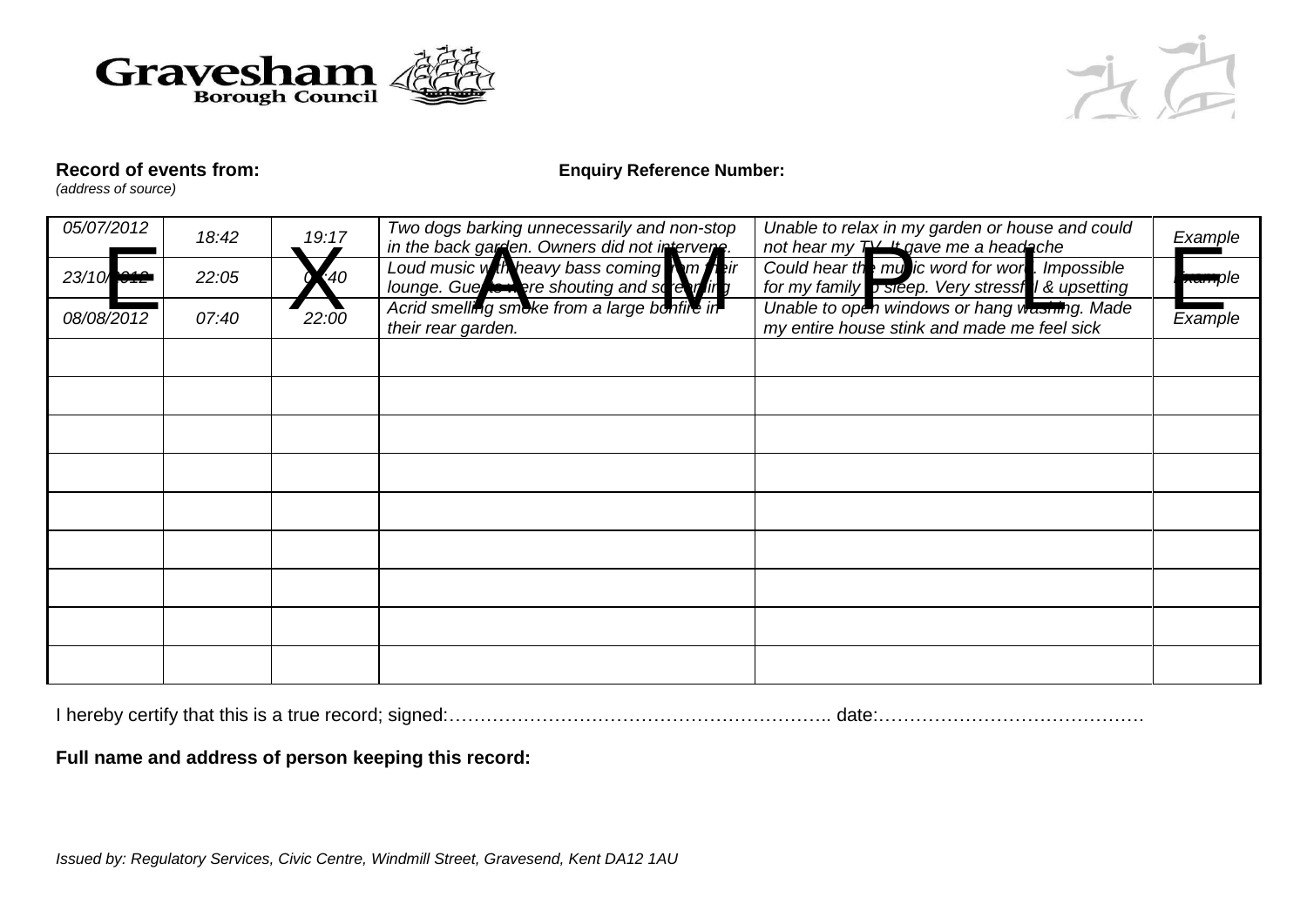Gravesham Borough Council

**Record of events from:** **Enquiry Reference Number:**
*(address of source)*

| | | | | | |
|---|---|---|---|---|---|
| *05/07/2012* | *18:42* | *19:17* | *Two dogs barking unnecessarily and non-stop in the back garden. Owners did not intervene.* | *Unable to relax in my garden or house and could not hear my TV. It gave me a headache* | *Example* |
| *23/10/2012* | *22:05* | *03:40* | *Loud music with heavy bass coming from their lounge. Guests were shouting and screaming* | *Could hear the music word for word. Impossible for my family to sleep. Very stressful & upsetting* | *Example* |
| *08/08/2012* | *07:40* | *22:00* | *Acrid smelling smoke from a large bonfire in their rear garden.* | *Unable to open windows or hang washing. Made my entire house stink and made me feel sick* | *Example* |
| | | | | | |
| | | | | | |
| | | | | | |
| | | | | | |
| | | | | | |
| | | | | | |
| | | | | | |
| | | | | | |
| | | | | | |

EXAMPLE

I hereby certify that this is a true record; signed:…………………………………………………….. date:…………………………………….

**Full name and address of person keeping this record:**

*Issued by: Regulatory Services, Civic Centre, Windmill Street, Gravesend, Kent DA12 1AU*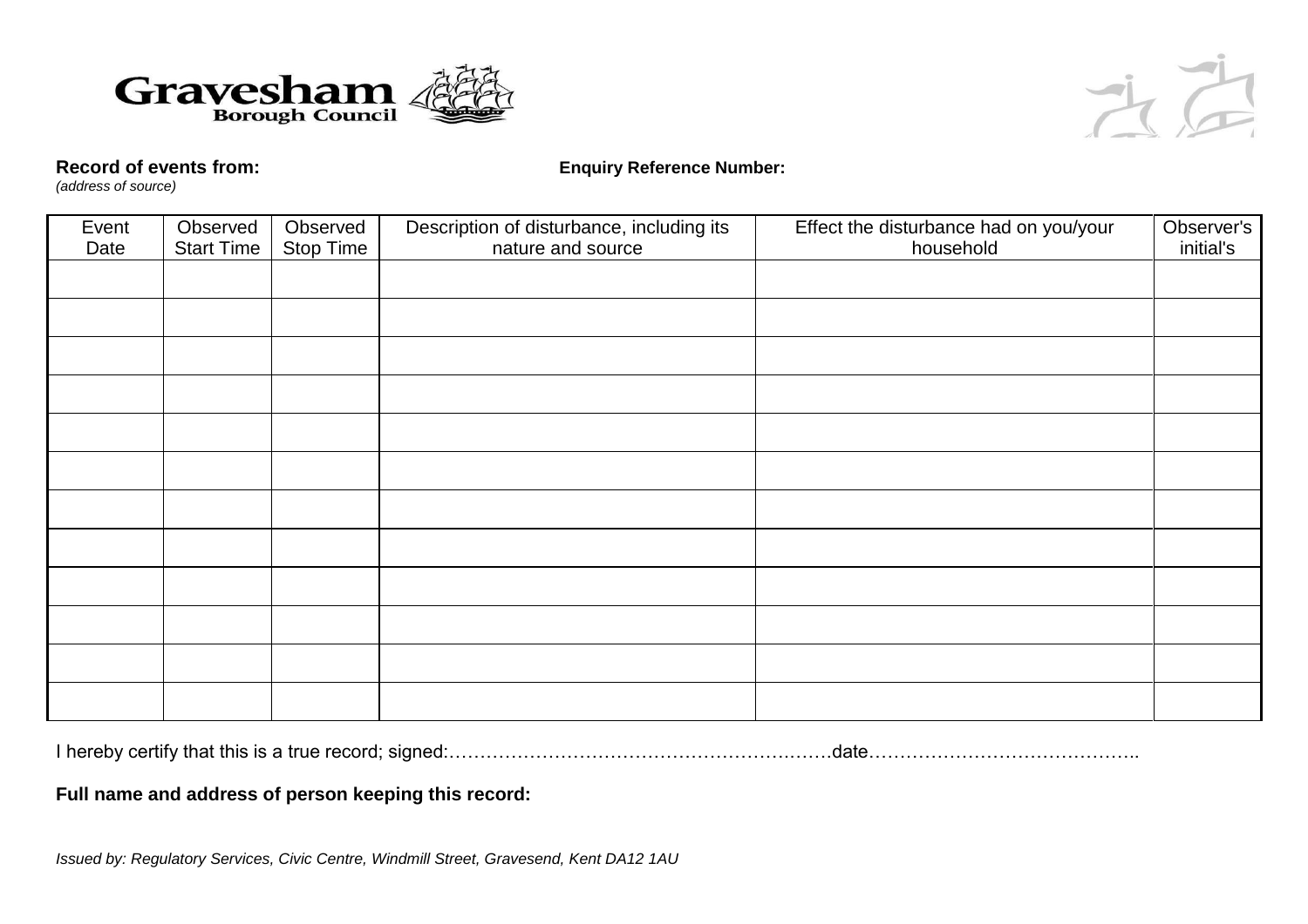Gravesham Borough Council

**Record of events from:** **Enquiry Reference Number:**
*(address of source)*

| Event Date | Observed Start Time | Observed Stop Time | Description of disturbance, including its nature and source | Effect the disturbance had on you/your household | Observer's initial's |
|---|---|---|---|---|---|
| | | | | | |
| | | | | | |
| | | | | | |
| | | | | | |
| | | | | | |
| | | | | | |
| | | | | | |
| | | | | | |
| | | | | | |
| | | | | | |
| | | | | | |
| | | | | | |

I hereby certify that this is a true record; signed:…………………………………………………….…….date……………………………………..

**Full name and address of person keeping this record:**

*Issued by: Regulatory Services, Civic Centre, Windmill Street, Gravesend, Kent DA12 1AU*